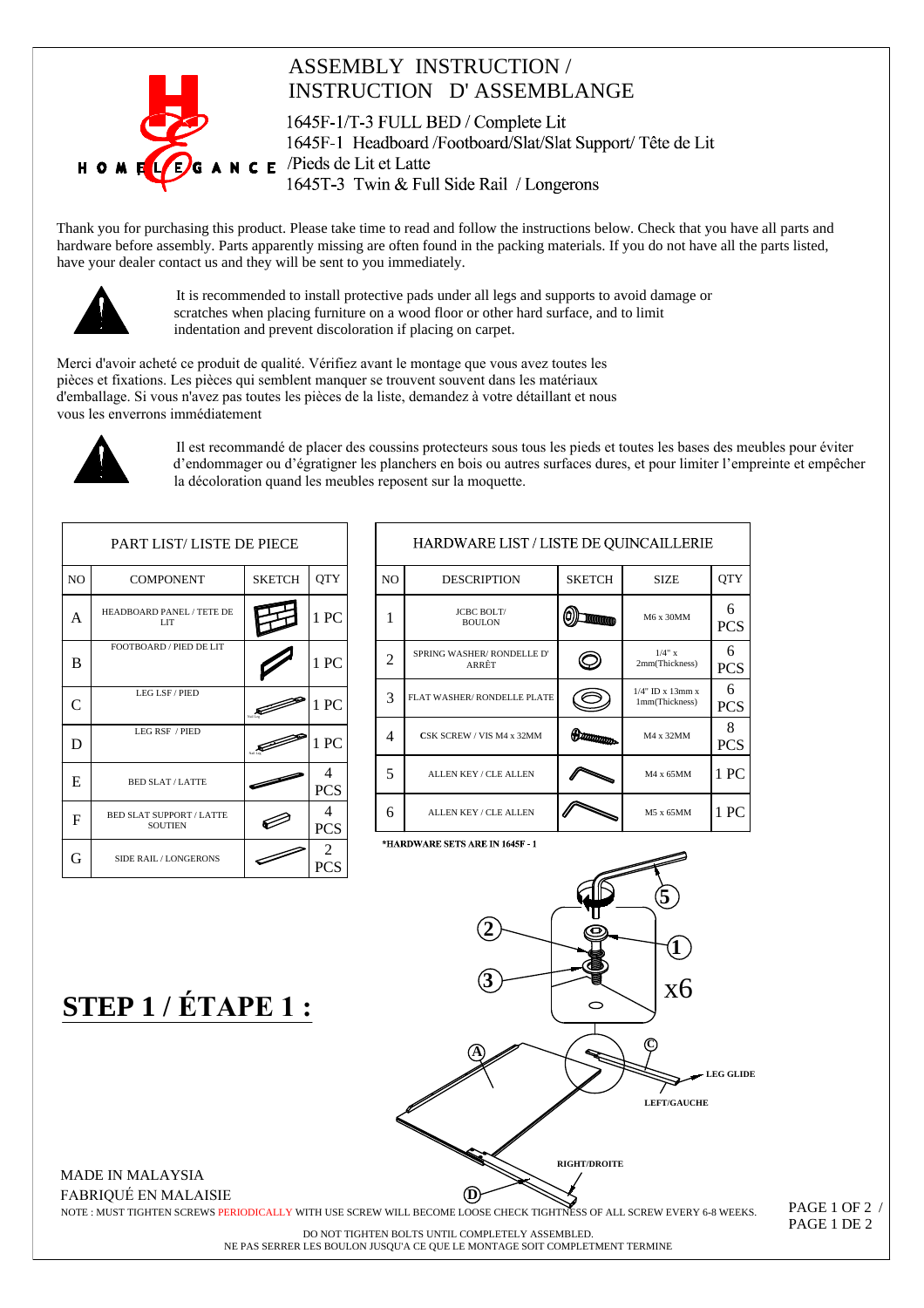# ASSEMBLY INSTRUCTION / INSTRUCTION D' ASSEMBLANGE

HOME ELEGANCE

1645F-1/T-3 FULL BED / Complete Lit
1645F-1 Headboard /Footboard/Slat/Slat Support/ Tête de Lit /Pieds de Lit et Latte
1645T-3 Twin & Full Side Rail / Longerons

Thank you for purchasing this product. Please take time to read and follow the instructions below. Check that you have all parts and hardware before assembly. Parts apparently missing are often found in the packing materials. If you do not have all the parts listed, have your dealer contact us and they will be sent to you immediately.

It is recommended to install protective pads under all legs and supports to avoid damage or scratches when placing furniture on a wood floor or other hard surface, and to limit indentation and prevent discoloration if placing on carpet.

Merci d'avoir acheté ce produit de qualité. Vérifiez avant le montage que vous avez toutes les pièces et fixations. Les pièces qui semblent manquer se trouvent souvent dans les matériaux d'emballage. Si vous n'avez pas toutes les pièces de la liste, demandez à votre détaillant et nous vous les enverrons immédiatement

Il est recommandé de placer des coussins protecteurs sous tous les pieds et toutes les bases des meubles pour éviter d'endommager ou d'égratigner les planchers en bois ou autres surfaces dures, et pour limiter l'empreinte et empêcher la décoloration quand les meubles reposent sur la moquette.

**PART LIST/ LISTE DE PIECE**

| NO | COMPONENT | SKETCH | QTY |
|---|---|---|---|
| A | HEADBOARD PANEL / TETE DE LIT | | 1 PC |
| B | FOOTBOARD / PIED DE LIT | | 1 PC |
| C | LEG LSF / PIED | | 1 PC |
| D | LEG RSF / PIED | | 1 PC |
| E | BED SLAT / LATTE | | 4 PCS |
| F | BED SLAT SUPPORT / LATTE SOUTIEN | | 4 PCS |
| G | SIDE RAIL / LONGERONS | | 2 PCS |

**HARDWARE LIST / LISTE DE QUINCAILLERIE**

| NO | DESCRIPTION | SKETCH | SIZE | QTY |
|---|---|---|---|---|
| 1 | JCBC BOLT/ BOULON | | M6 x 30MM | 6 PCS |
| 2 | SPRING WASHER/ RONDELLE D' ARRÊT | | 1/4" x 2mm(Thickness) | 6 PCS |
| 3 | FLAT WASHER/ RONDELLE PLATE | | 1/4" ID x 13mm x 1mm(Thickness) | 6 PCS |
| 4 | CSK SCREW / VIS M4 x 32MM | | M4 x 32MM | 8 PCS |
| 5 | ALLEN KEY / CLE ALLEN | | M4 x 65MM | 1 PC |
| 6 | ALLEN KEY / CLE ALLEN | | M5 x 65MM | 1 PC |

*HARDWARE SETS ARE IN 1645F - 1

## STEP 1 / ÉTAPE 1 :

5, 2, 1, 3, x6, A, C, LEG GLIDE, LEFT/GAUCHE, RIGHT/DROITE, D

MADE IN MALAYSIA
FABRIQUÉ EN MALAISIE

NOTE : MUST TIGHTEN SCREWS PERIODICALLY WITH USE SCREW WILL BECOME LOOSE CHECK TIGHTNESS OF ALL SCREW EVERY 6-8 WEEKS.

DO NOT TIGHTEN BOLTS UNTIL COMPLETELY ASSEMBLED.
NE PAS SERRER LES BOULON JUSQU'A CE QUE LE MONTAGE SOIT COMPLETMENT TERMINE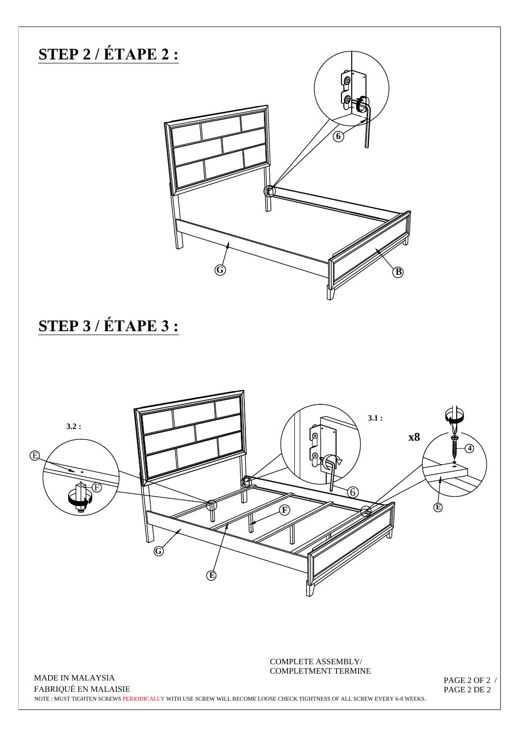# STEP 2 / ÉTAPE 2 :

6

G

B

# STEP 3 / ÉTAPE 3 :

3.2 :

E

F

3.1 :

x8

4

6

E

F

G

E

COMPLETE ASSEMBLY/
COMPLETMENT TERMINE

MADE IN MALAYSIA
FABRIQUÉ EN MALAISIE

NOTE : MUST TIGHTEN SCREWS PERIODICALLY WITH USE SCREW WILL BECOME LOOSE CHECK TIGHTNESS OF ALL SCREW EVERY 6-8 WEEKS.